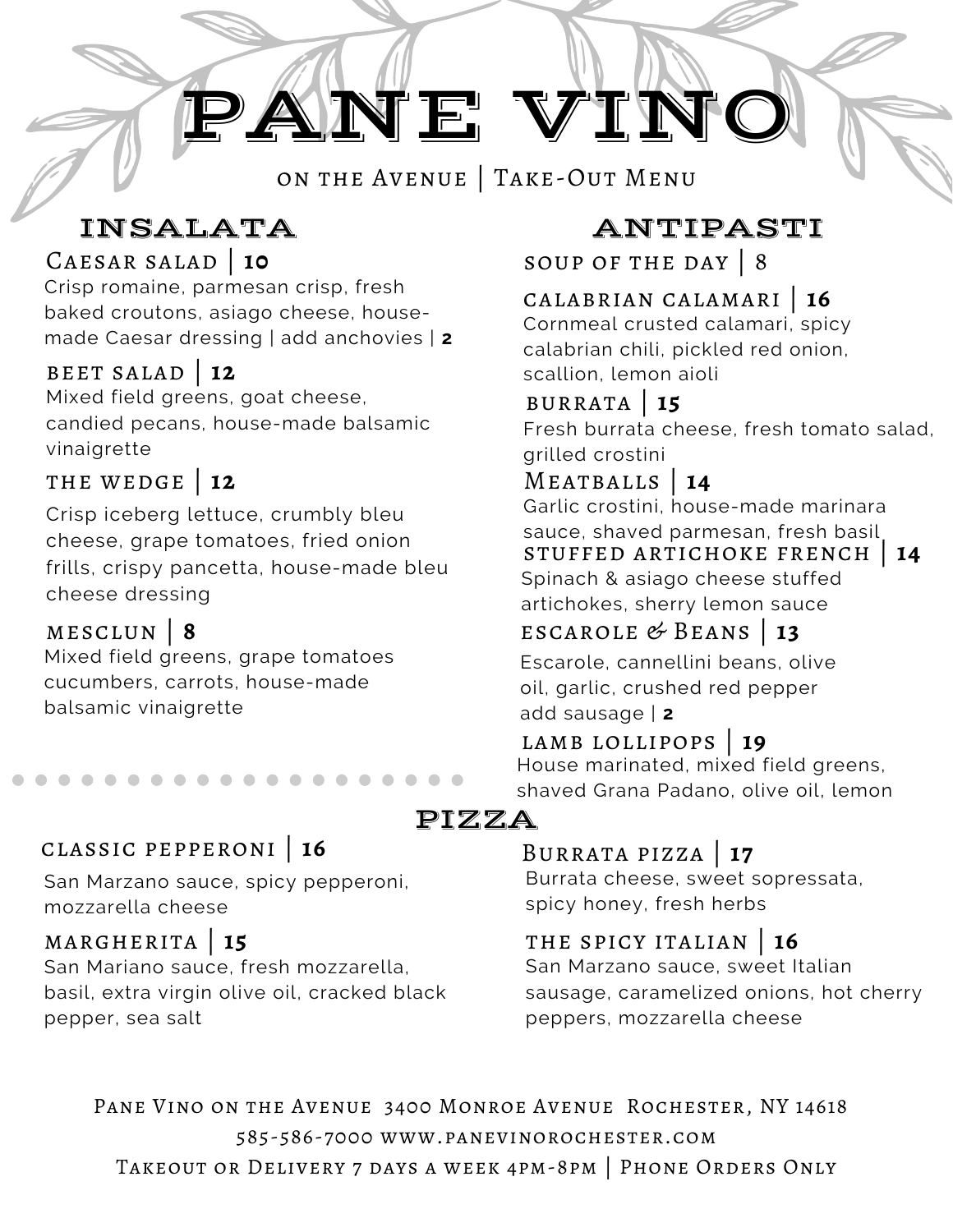# PANE VINO

on the Avenue | Take-Out Menu

## INSALATA

### Caesar salad | **10**
Crisp romaine, parmesan crisp, fresh baked croutons, asiago cheese, house-made Caesar dressing | add anchovies | **2**

### beet salad | **12**
Mixed field greens, goat cheese, candied pecans, house-made balsamic vinaigrette

### the wedge | **12**
Crisp iceberg lettuce, crumbly bleu cheese, grape tomatoes, fried onion frills, crispy pancetta, house-made bleu cheese dressing

### mesclun | **8**
Mixed field greens, grape tomatoes cucumbers, carrots, house-made balsamic vinaigrette

## ANTIPASTI

### soup of the day | 8

### calabrian calamari | **16**
Cornmeal crusted calamari, spicy calabrian chili, pickled red onion, scallion, lemon aioli

### burrata | **15**
Fresh burrata cheese, fresh tomato salad, grilled crostini

### Meatballs | **14**
Garlic crostini, house-made marinara sauce, shaved parmesan, fresh basil

### stuffed artichoke french | **14**
Spinach & asiago cheese stuffed artichokes, sherry lemon sauce

### escarole & Beans | **13**
Escarole, cannellini beans, olive oil, garlic, crushed red pepper
add sausage | **2**

### lamb lollipops | **19**
House marinated, mixed field greens, shaved Grana Padano, olive oil, lemon

## PIZZA

### classic pepperoni | **16**
San Marzano sauce, spicy pepperoni, mozzarella cheese

### margherita | **15**
San Mariano sauce, fresh mozzarella, basil, extra virgin olive oil, cracked black pepper, sea salt

### Burrata pizza | **17**
Burrata cheese, sweet sopressata, spicy honey, fresh herbs

### the spicy italian | **16**
San Marzano sauce, sweet Italian sausage, caramelized onions, hot cherry peppers, mozzarella cheese

Pane Vino on the Avenue 3400 Monroe Avenue Rochester, NY 14618
585-586-7000 www.panevinorochester.com
Takeout or Delivery 7 days a week 4pm-8pm | Phone Orders Only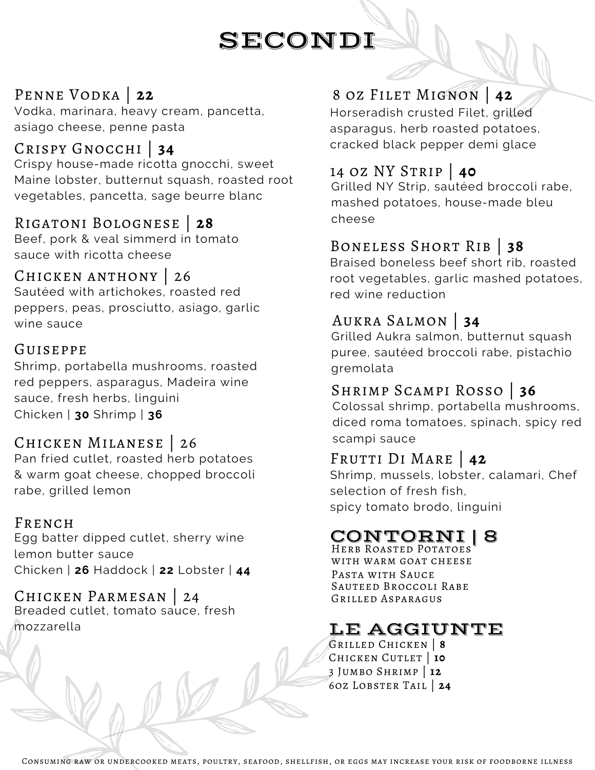# SECONDI

### Penne Vodka | **22**
Vodka, marinara, heavy cream, pancetta, asiago cheese, penne pasta

### Crispy Gnocchi | **34**
Crispy house-made ricotta gnocchi, sweet Maine lobster, butternut squash, roasted root vegetables, pancetta, sage beurre blanc

### Rigatoni Bolognese | **28**
Beef, pork & veal simmerd in tomato sauce with ricotta cheese

### Chicken anthony | 26
Sautéed with artichokes, roasted red peppers, peas, prosciutto, asiago, garlic wine sauce

### Guiseppe
Shrimp, portabella mushrooms, roasted red peppers, asparagus, Madeira wine sauce, fresh herbs, linguini
Chicken | **30** Shrimp | **36**

### Chicken Milanese | 26
Pan fried cutlet, roasted herb potatoes & warm goat cheese, chopped broccoli rabe, grilled lemon

### French
Egg batter dipped cutlet, sherry wine lemon butter sauce
Chicken | **26** Haddock | **22** Lobster | **44**

### Chicken Parmesan | 24
Breaded cutlet, tomato sauce, fresh mozzarella

### 8 oz Filet Mignon | **42**
Horseradish crusted Filet, grilled asparagus, herb roasted potatoes, cracked black pepper demi glace

### 14 oz NY Strip | **40**
Grilled NY Strip, sautéed broccoli rabe, mashed potatoes, house-made bleu cheese

### Boneless Short Rib | **38**
Braised boneless beef short rib, roasted root vegetables, garlic mashed potatoes, red wine reduction

### Aukra Salmon | **34**
Grilled Aukra salmon, butternut squash puree, sautéed broccoli rabe, pistachio gremolata

### Shrimp Scampi Rosso | **36**
Colossal shrimp, portabella mushrooms, diced roma tomatoes, spinach, spicy red scampi sauce

### Frutti Di Mare | **42**
Shrimp, mussels, lobster, calamari, Chef selection of fresh fish, spicy tomato brodo, linguini

## CONTORNI | 8
Herb Roasted Potatoes with warm goat cheese
Pasta with Sauce
Sauteed Broccoli Rabe
Grilled Asparagus

## LE AGGIUNTE
Grilled Chicken | **8**
Chicken Cutlet | **10**
3 Jumbo Shrimp | **12**
6oz Lobster Tail | **24**

Consuming raw or undercooked meats, poultry, seafood, shellfish, or eggs may increase your risk of foodborne illness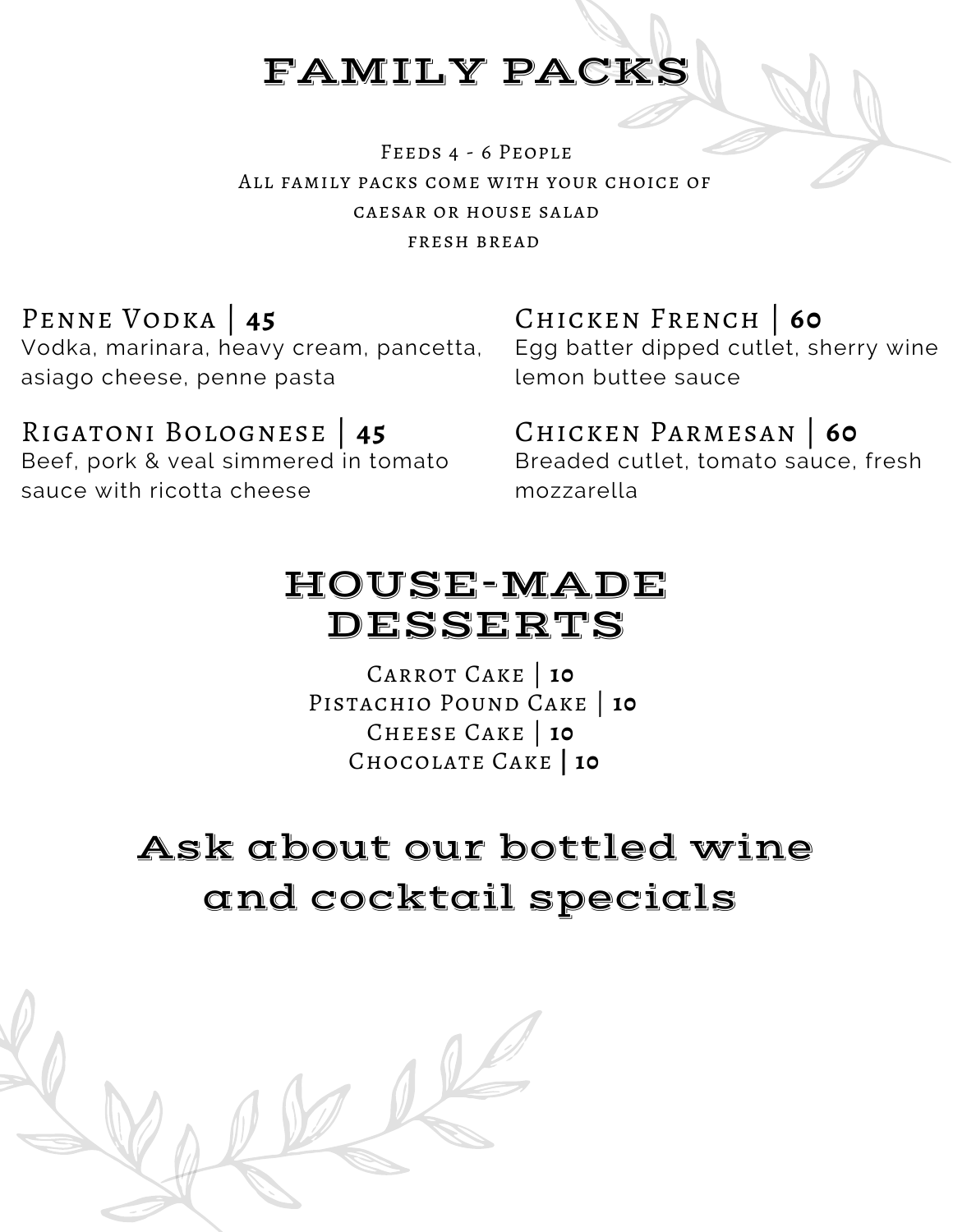# FAMILY PACKS

Feeds 4 - 6 People
All family packs come with your choice of
caesar or house salad
fresh bread

Penne Vodka | **45**
Vodka, marinara, heavy cream, pancetta, asiago cheese, penne pasta

Rigatoni Bolognese | **45**
Beef, pork & veal simmered in tomato sauce with ricotta cheese

Chicken French | **60**
Egg batter dipped cutlet, sherry wine lemon buttee sauce

Chicken Parmesan | **60**
Breaded cutlet, tomato sauce, fresh mozzarella

# HOUSE-MADE DESSERTS

Carrot Cake | **10**
Pistachio Pound Cake | **10**
Cheese Cake | **10**
Chocolate Cake | **10**

## Ask about our bottled wine and cocktail specials